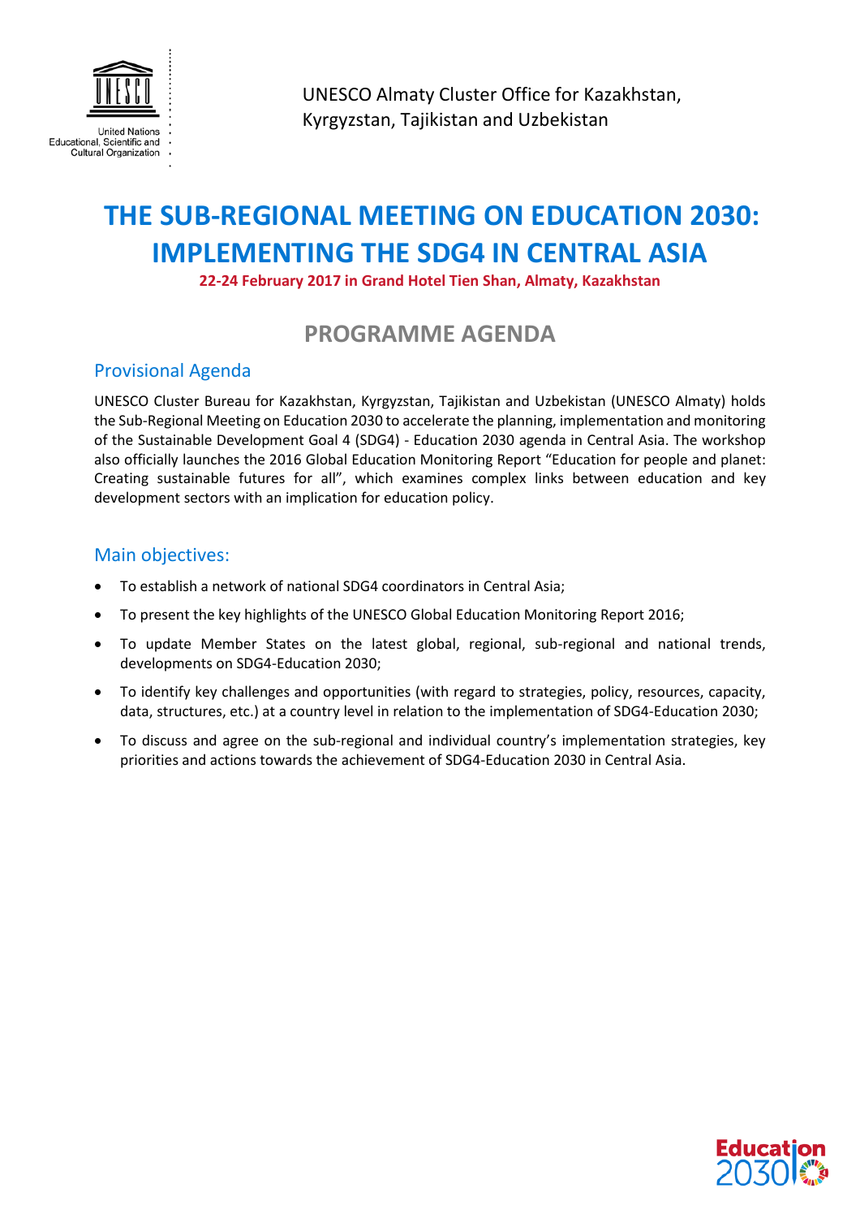UNESCO Almaty Cluster Office for Kazakhstan, Kyrgyzstan, Tajikistan and Uzbekistan

# THE SUB-REGIONAL MEETING ON EDUCATION 2030: IMPLEMENTING THE SDG4 IN CENTRAL ASIA

**22-24 February 2017 in Grand Hotel Tien Shan, Almaty, Kazakhstan**

## PROGRAMME AGENDA

### Provisional Agenda

UNESCO Cluster Bureau for Kazakhstan, Kyrgyzstan, Tajikistan and Uzbekistan (UNESCO Almaty) holds the Sub-Regional Meeting on Education 2030 to accelerate the planning, implementation and monitoring of the Sustainable Development Goal 4 (SDG4) - Education 2030 agenda in Central Asia. The workshop also officially launches the 2016 Global Education Monitoring Report "Education for people and planet: Creating sustainable futures for all", which examines complex links between education and key development sectors with an implication for education policy.

### Main objectives:

- To establish a network of national SDG4 coordinators in Central Asia;
- To present the key highlights of the UNESCO Global Education Monitoring Report 2016;
- To update Member States on the latest global, regional, sub-regional and national trends, developments on SDG4-Education 2030;
- To identify key challenges and opportunities (with regard to strategies, policy, resources, capacity, data, structures, etc.) at a country level in relation to the implementation of SDG4-Education 2030;
- To discuss and agree on the sub-regional and individual country's implementation strategies, key priorities and actions towards the achievement of SDG4-Education 2030 in Central Asia.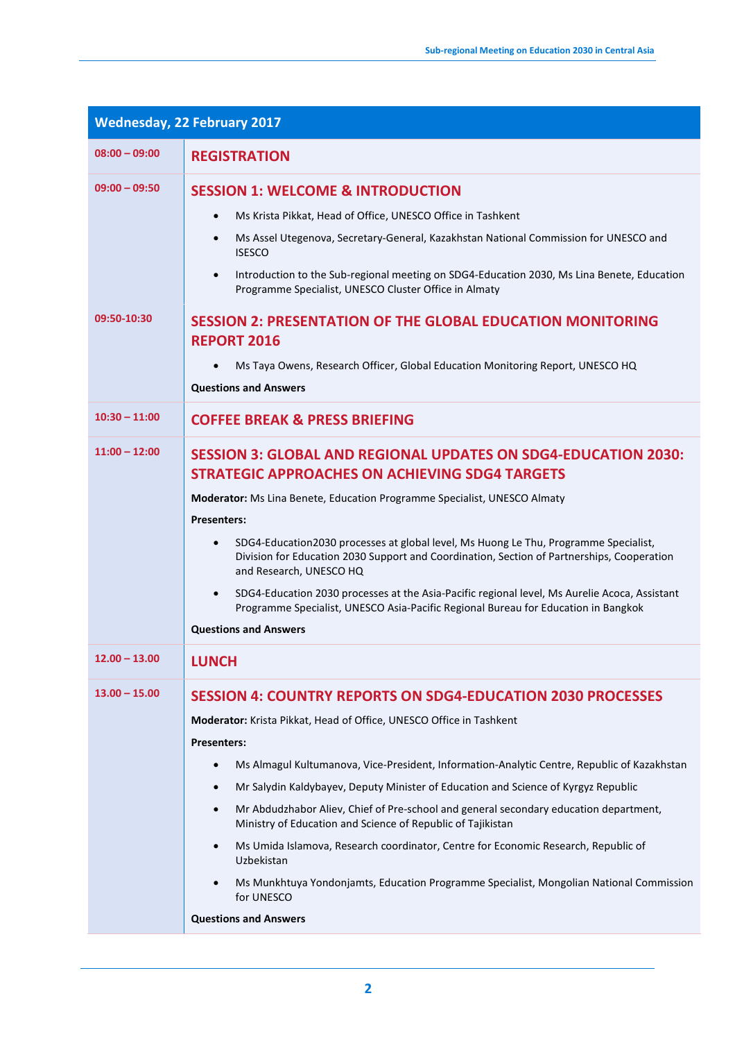## Wednesday, 22 February 2017

**08:00 – 09:00**

### REGISTRATION

**09:00 – 09:50**

### SESSION 1: WELCOME & INTRODUCTION

- Ms Krista Pikkat, Head of Office, UNESCO Office in Tashkent
- Ms Assel Utegenova, Secretary-General, Kazakhstan National Commission for UNESCO and ISESCO
- Introduction to the Sub-regional meeting on SDG4-Education 2030, Ms Lina Benete, Education Programme Specialist, UNESCO Cluster Office in Almaty

**09:50-10:30**

### SESSION 2: PRESENTATION OF THE GLOBAL EDUCATION MONITORING REPORT 2016

- Ms Taya Owens, Research Officer, Global Education Monitoring Report, UNESCO HQ

**Questions and Answers**

**10:30 – 11:00**

### COFFEE BREAK & PRESS BRIEFING

**11:00 – 12:00**

### SESSION 3: GLOBAL AND REGIONAL UPDATES ON SDG4-EDUCATION 2030: STRATEGIC APPROACHES ON ACHIEVING SDG4 TARGETS

**Moderator:** Ms Lina Benete, Education Programme Specialist, UNESCO Almaty

**Presenters:**

- SDG4-Education2030 processes at global level, Ms Huong Le Thu, Programme Specialist, Division for Education 2030 Support and Coordination, Section of Partnerships, Cooperation and Research, UNESCO HQ
- SDG4-Education 2030 processes at the Asia-Pacific regional level, Ms Aurelie Acoca, Assistant Programme Specialist, UNESCO Asia-Pacific Regional Bureau for Education in Bangkok

**Questions and Answers**

**12.00 – 13.00**

### LUNCH

**13.00 – 15.00**

### SESSION 4: COUNTRY REPORTS ON SDG4-EDUCATION 2030 PROCESSES

**Moderator:** Krista Pikkat, Head of Office, UNESCO Office in Tashkent

**Presenters:**

- Ms Almagul Kultumanova, Vice-President, Information-Analytic Centre, Republic of Kazakhstan
- Mr Salydin Kaldybayev, Deputy Minister of Education and Science of Kyrgyz Republic
- Mr Abdudzhabor Aliev, Chief of Pre-school and general secondary education department, Ministry of Education and Science of Republic of Tajikistan
- Ms Umida Islamova, Research coordinator, Centre for Economic Research, Republic of Uzbekistan
- Ms Munkhtuya Yondonjamts, Education Programme Specialist, Mongolian National Commission for UNESCO

**Questions and Answers**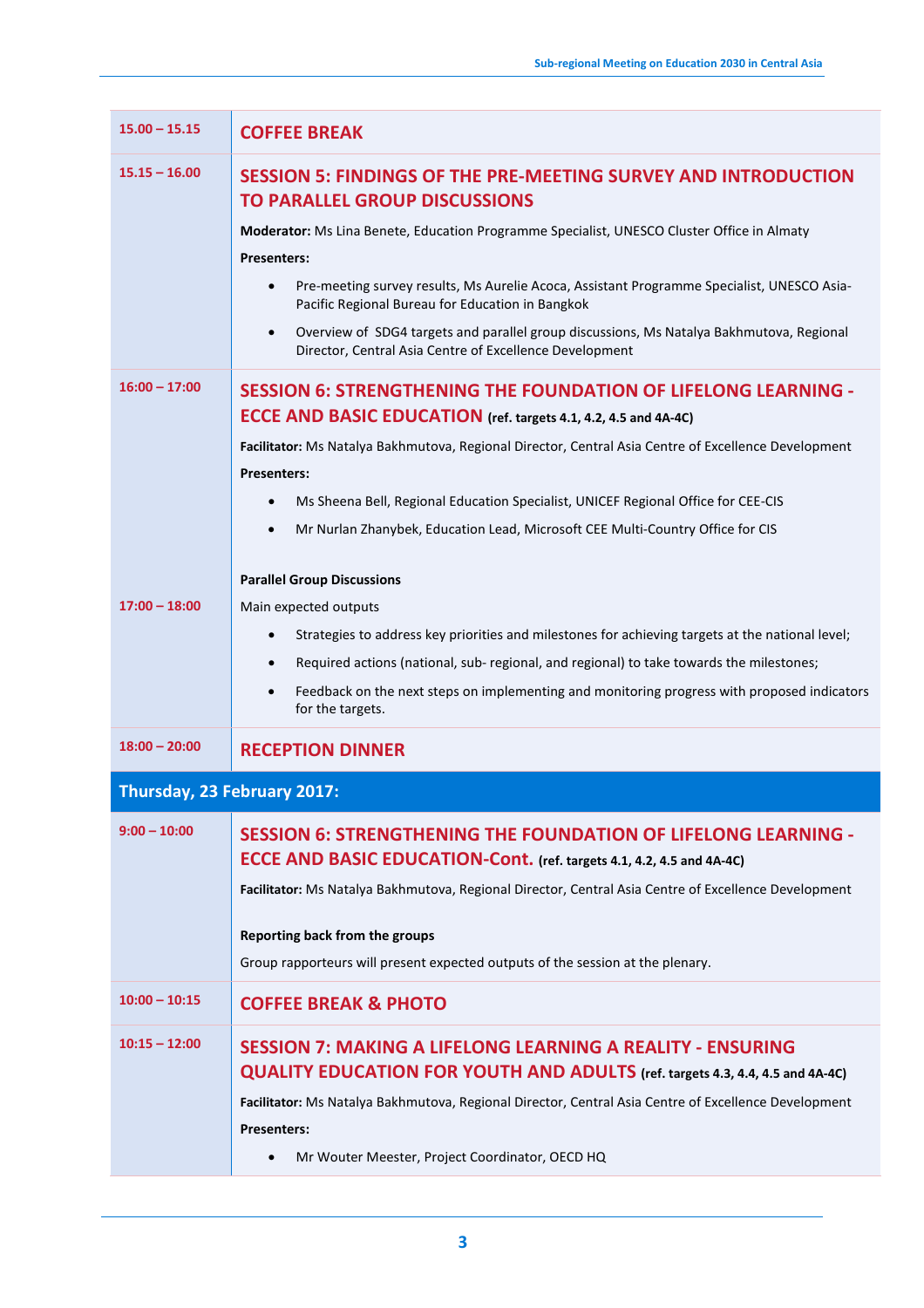| | |
|---|---|
| 15.00 – 15.15 | **COFFEE BREAK** |
| 15.15 – 16.00 | **SESSION 5: FINDINGS OF THE PRE-MEETING SURVEY AND INTRODUCTION TO PARALLEL GROUP DISCUSSIONS**<br><br>**Moderator:** Ms Lina Benete, Education Programme Specialist, UNESCO Cluster Office in Almaty<br><br>**Presenters:**<br>• Pre-meeting survey results, Ms Aurelie Acoca, Assistant Programme Specialist, UNESCO Asia-Pacific Regional Bureau for Education in Bangkok<br>• Overview of SDG4 targets and parallel group discussions, Ms Natalya Bakhmutova, Regional Director, Central Asia Centre of Excellence Development |
| 16:00 – 17:00<br><br><br><br><br><br>17:00 – 18:00 | **SESSION 6: STRENGTHENING THE FOUNDATION OF LIFELONG LEARNING - ECCE AND BASIC EDUCATION (ref. targets 4.1, 4.2, 4.5 and 4A-4C)**<br><br>**Facilitator:** Ms Natalya Bakhmutova, Regional Director, Central Asia Centre of Excellence Development<br><br>**Presenters:**<br>• Ms Sheena Bell, Regional Education Specialist, UNICEF Regional Office for CEE-CIS<br>• Mr Nurlan Zhanybek, Education Lead, Microsoft CEE Multi-Country Office for CIS<br><br>**Parallel Group Discussions**<br><br>Main expected outputs<br>• Strategies to address key priorities and milestones for achieving targets at the national level;<br>• Required actions (national, sub- regional, and regional) to take towards the milestones;<br>• Feedback on the next steps on implementing and monitoring progress with proposed indicators for the targets. |
| 18:00 – 20:00 | **RECEPTION DINNER** |
| **Thursday, 23 February 2017:** | |
| 9:00 – 10:00 | **SESSION 6: STRENGTHENING THE FOUNDATION OF LIFELONG LEARNING - ECCE AND BASIC EDUCATION-Cont. (ref. targets 4.1, 4.2, 4.5 and 4A-4C)**<br><br>**Facilitator:** Ms Natalya Bakhmutova, Regional Director, Central Asia Centre of Excellence Development<br><br>**Reporting back from the groups**<br><br>Group rapporteurs will present expected outputs of the session at the plenary. |
| 10:00 – 10:15 | **COFFEE BREAK & PHOTO** |
| 10:15 – 12:00 | **SESSION 7: MAKING A LIFELONG LEARNING A REALITY - ENSURING QUALITY EDUCATION FOR YOUTH AND ADULTS (ref. targets 4.3, 4.4, 4.5 and 4A-4C)**<br><br>**Facilitator:** Ms Natalya Bakhmutova, Regional Director, Central Asia Centre of Excellence Development<br><br>**Presenters:**<br>• Mr Wouter Meester, Project Coordinator, OECD HQ |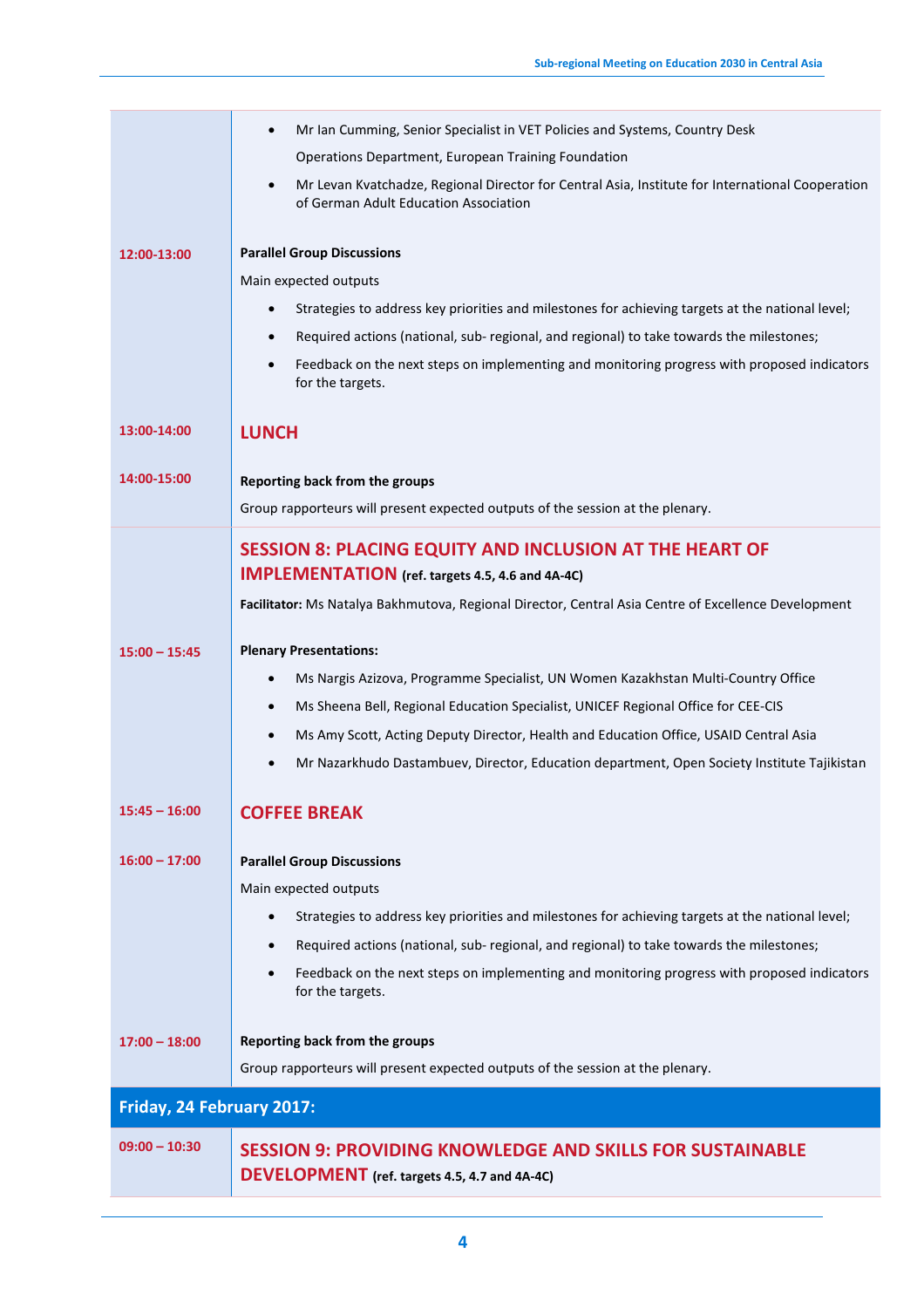| | |
|---|---|
| | • Mr Ian Cumming, Senior Specialist in VET Policies and Systems, Country Desk Operations Department, European Training Foundation<br>• Mr Levan Kvatchadze, Regional Director for Central Asia, Institute for International Cooperation of German Adult Education Association |
| 12:00-13:00 | **Parallel Group Discussions**<br>Main expected outputs<br>• Strategies to address key priorities and milestones for achieving targets at the national level;<br>• Required actions (national, sub- regional, and regional) to take towards the milestones;<br>• Feedback on the next steps on implementing and monitoring progress with proposed indicators for the targets. |
| 13:00-14:00 | **LUNCH** |
| 14:00-15:00 | **Reporting back from the groups**<br>Group rapporteurs will present expected outputs of the session at the plenary. |
| | **SESSION 8: PLACING EQUITY AND INCLUSION AT THE HEART OF IMPLEMENTATION** (ref. targets 4.5, 4.6 and 4A-4C)<br>**Facilitator:** Ms Natalya Bakhmutova, Regional Director, Central Asia Centre of Excellence Development |
| 15:00 – 15:45 | **Plenary Presentations:**<br>• Ms Nargis Azizova, Programme Specialist, UN Women Kazakhstan Multi-Country Office<br>• Ms Sheena Bell, Regional Education Specialist, UNICEF Regional Office for CEE-CIS<br>• Ms Amy Scott, Acting Deputy Director, Health and Education Office, USAID Central Asia<br>• Mr Nazarkhudo Dastambuev, Director, Education department, Open Society Institute Tajikistan |
| 15:45 – 16:00 | **COFFEE BREAK** |
| 16:00 – 17:00 | **Parallel Group Discussions**<br>Main expected outputs<br>• Strategies to address key priorities and milestones for achieving targets at the national level;<br>• Required actions (national, sub- regional, and regional) to take towards the milestones;<br>• Feedback on the next steps on implementing and monitoring progress with proposed indicators for the targets. |
| 17:00 – 18:00 | **Reporting back from the groups**<br>Group rapporteurs will present expected outputs of the session at the plenary. |
| **Friday, 24 February 2017:** | |
| 09:00 – 10:30 | **SESSION 9: PROVIDING KNOWLEDGE AND SKILLS FOR SUSTAINABLE DEVELOPMENT** (ref. targets 4.5, 4.7 and 4A-4C) |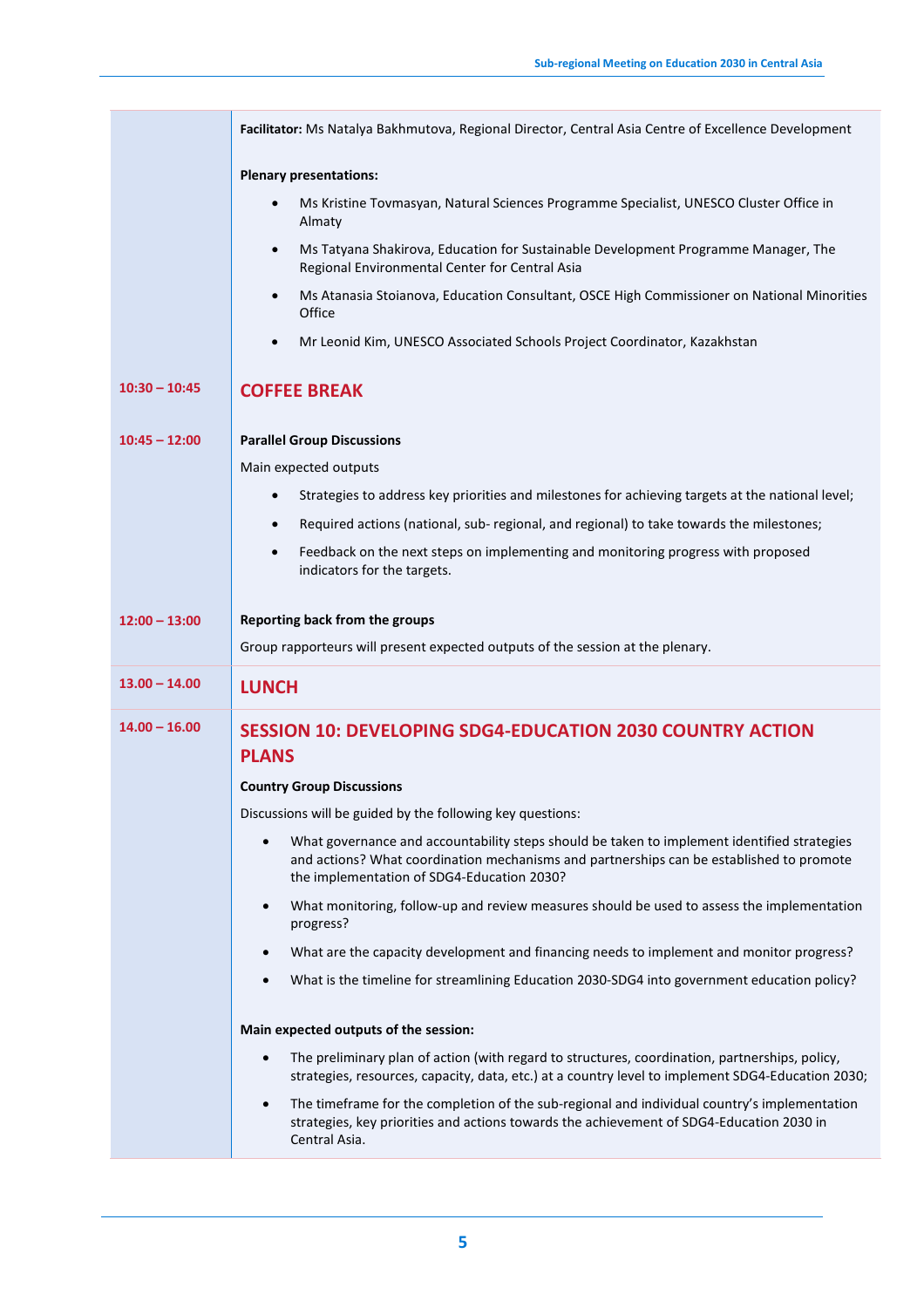**Facilitator:** Ms Natalya Bakhmutova, Regional Director, Central Asia Centre of Excellence Development

**Plenary presentations:**

- Ms Kristine Tovmasyan, Natural Sciences Programme Specialist, UNESCO Cluster Office in Almaty
- Ms Tatyana Shakirova, Education for Sustainable Development Programme Manager, The Regional Environmental Center for Central Asia
- Ms Atanasia Stoianova, Education Consultant, OSCE High Commissioner on National Minorities Office
- Mr Leonid Kim, UNESCO Associated Schools Project Coordinator, Kazakhstan

**10:30 – 10:45**

## COFFEE BREAK

**10:45 – 12:00**

**Parallel Group Discussions**

Main expected outputs

- Strategies to address key priorities and milestones for achieving targets at the national level;
- Required actions (national, sub- regional, and regional) to take towards the milestones;
- Feedback on the next steps on implementing and monitoring progress with proposed indicators for the targets.

**12:00 – 13:00**

**Reporting back from the groups**

Group rapporteurs will present expected outputs of the session at the plenary.

**13.00 – 14.00**

## LUNCH

**14.00 – 16.00**

## SESSION 10: DEVELOPING SDG4-EDUCATION 2030 COUNTRY ACTION PLANS

**Country Group Discussions**

Discussions will be guided by the following key questions:

- What governance and accountability steps should be taken to implement identified strategies and actions? What coordination mechanisms and partnerships can be established to promote the implementation of SDG4-Education 2030?
- What monitoring, follow-up and review measures should be used to assess the implementation progress?
- What are the capacity development and financing needs to implement and monitor progress?
- What is the timeline for streamlining Education 2030-SDG4 into government education policy?

**Main expected outputs of the session:**

- The preliminary plan of action (with regard to structures, coordination, partnerships, policy, strategies, resources, capacity, data, etc.) at a country level to implement SDG4-Education 2030;
- The timeframe for the completion of the sub-regional and individual country's implementation strategies, key priorities and actions towards the achievement of SDG4-Education 2030 in Central Asia.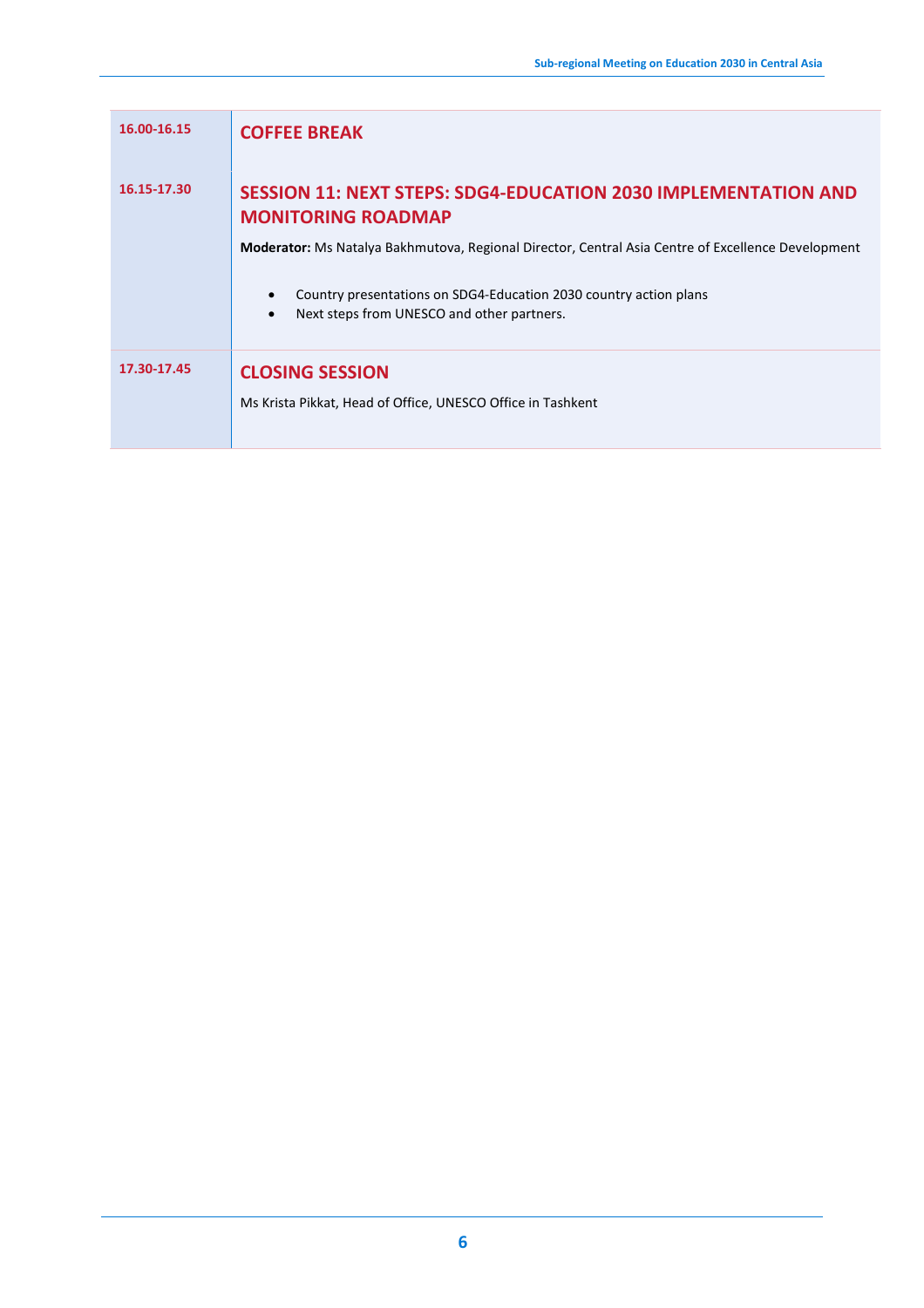| | |
|---|---|
| **16.00-16.15** | **COFFEE BREAK** |
| **16.15-17.30** | **SESSION 11: NEXT STEPS: SDG4-EDUCATION 2030 IMPLEMENTATION AND MONITORING ROADMAP**<br><br>**Moderator:** Ms Natalya Bakhmutova, Regional Director, Central Asia Centre of Excellence Development<br><br>• Country presentations on SDG4-Education 2030 country action plans<br>• Next steps from UNESCO and other partners. |
| **17.30-17.45** | **CLOSING SESSION**<br><br>Ms Krista Pikkat, Head of Office, UNESCO Office in Tashkent |